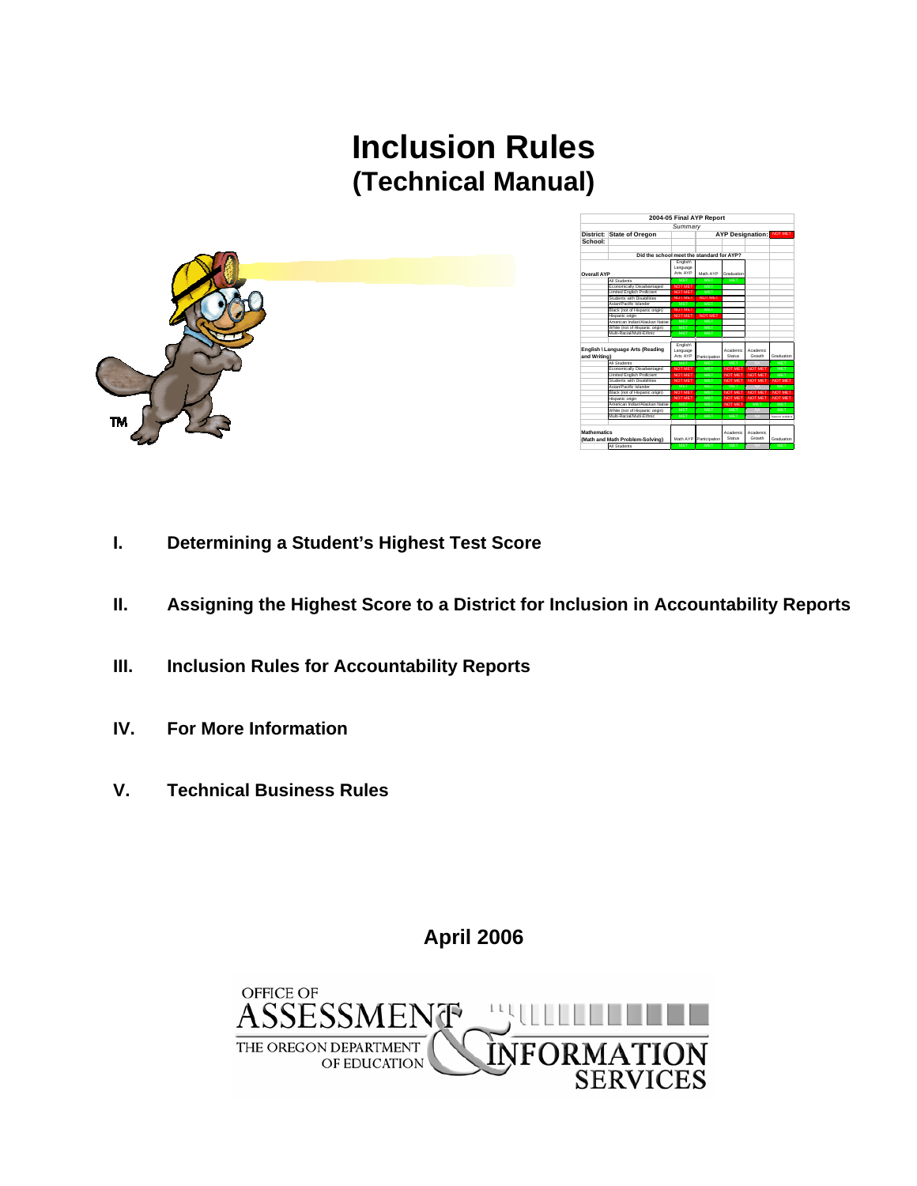# Inclusion Rules
## (Technical Manual)

**I. Determining a Student's Highest Test Score**

**II. Assigning the Highest Score to a District for Inclusion in Accountability Reports**

**III. Inclusion Rules for Accountability Reports**

**IV. For More Information**

**V. Technical Business Rules**

**April 2006**

OFFICE OF ASSESSMENT & INFORMATION SERVICES
THE OREGON DEPARTMENT OF EDUCATION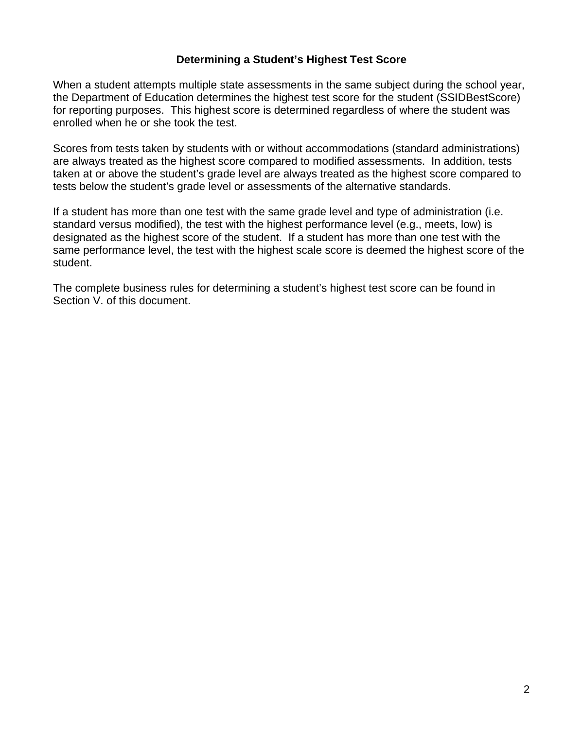## Determining a Student's Highest Test Score

When a student attempts multiple state assessments in the same subject during the school year, the Department of Education determines the highest test score for the student (SSIDBestScore) for reporting purposes. This highest score is determined regardless of where the student was enrolled when he or she took the test.

Scores from tests taken by students with or without accommodations (standard administrations) are always treated as the highest score compared to modified assessments. In addition, tests taken at or above the student's grade level are always treated as the highest score compared to tests below the student's grade level or assessments of the alternative standards.

If a student has more than one test with the same grade level and type of administration (i.e. standard versus modified), the test with the highest performance level (e.g., meets, low) is designated as the highest score of the student. If a student has more than one test with the same performance level, the test with the highest scale score is deemed the highest score of the student.

The complete business rules for determining a student's highest test score can be found in Section V. of this document.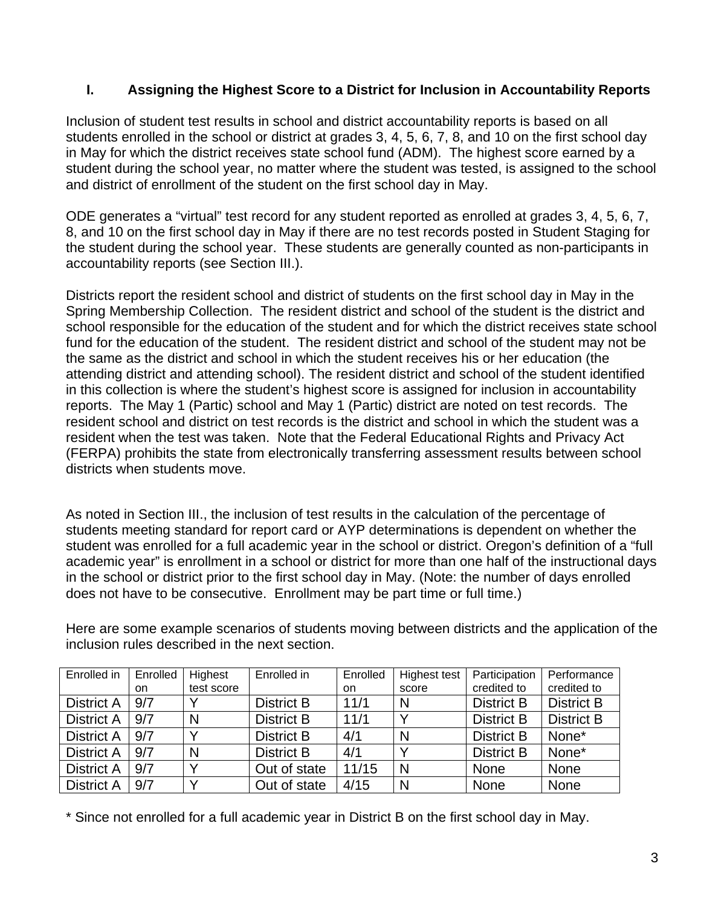## I. Assigning the Highest Score to a District for Inclusion in Accountability Reports

Inclusion of student test results in school and district accountability reports is based on all students enrolled in the school or district at grades 3, 4, 5, 6, 7, 8, and 10 on the first school day in May for which the district receives state school fund (ADM). The highest score earned by a student during the school year, no matter where the student was tested, is assigned to the school and district of enrollment of the student on the first school day in May.

ODE generates a "virtual" test record for any student reported as enrolled at grades 3, 4, 5, 6, 7, 8, and 10 on the first school day in May if there are no test records posted in Student Staging for the student during the school year. These students are generally counted as non-participants in accountability reports (see Section III.).

Districts report the resident school and district of students on the first school day in May in the Spring Membership Collection. The resident district and school of the student is the district and school responsible for the education of the student and for which the district receives state school fund for the education of the student. The resident district and school of the student may not be the same as the district and school in which the student receives his or her education (the attending district and attending school). The resident district and school of the student identified in this collection is where the student's highest score is assigned for inclusion in accountability reports. The May 1 (Partic) school and May 1 (Partic) district are noted on test records. The resident school and district on test records is the district and school in which the student was a resident when the test was taken. Note that the Federal Educational Rights and Privacy Act (FERPA) prohibits the state from electronically transferring assessment results between school districts when students move.

As noted in Section III., the inclusion of test results in the calculation of the percentage of students meeting standard for report card or AYP determinations is dependent on whether the student was enrolled for a full academic year in the school or district. Oregon's definition of a "full academic year" is enrollment in a school or district for more than one half of the instructional days in the school or district prior to the first school day in May. (Note: the number of days enrolled does not have to be consecutive. Enrollment may be part time or full time.)

Here are some example scenarios of students moving between districts and the application of the inclusion rules described in the next section.

| Enrolled in | Enrolled on | Highest test score | Enrolled in | Enrolled on | Highest test score | Participation credited to | Performance credited to |
|---|---|---|---|---|---|---|---|
| District A | 9/7 | Y | District B | 11/1 | N | District B | District B |
| District A | 9/7 | N | District B | 11/1 | Y | District B | District B |
| District A | 9/7 | Y | District B | 4/1 | N | District B | None* |
| District A | 9/7 | N | District B | 4/1 | Y | District B | None* |
| District A | 9/7 | Y | Out of state | 11/15 | N | None | None |
| District A | 9/7 | Y | Out of state | 4/15 | N | None | None |

* Since not enrolled for a full academic year in District B on the first school day in May.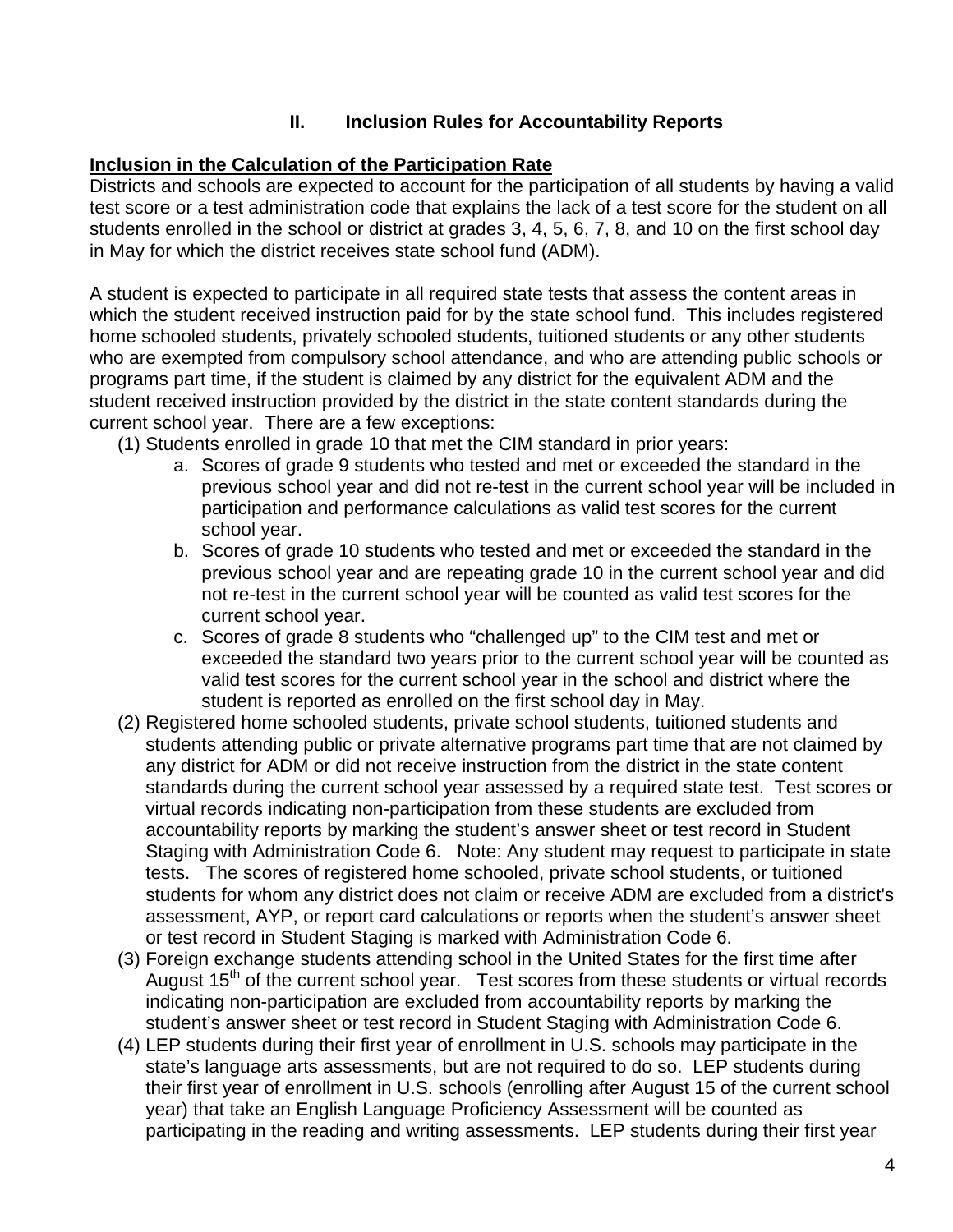## II. Inclusion Rules for Accountability Reports

**Inclusion in the Calculation of the Participation Rate**

Districts and schools are expected to account for the participation of all students by having a valid test score or a test administration code that explains the lack of a test score for the student on all students enrolled in the school or district at grades 3, 4, 5, 6, 7, 8, and 10 on the first school day in May for which the district receives state school fund (ADM).

A student is expected to participate in all required state tests that assess the content areas in which the student received instruction paid for by the state school fund. This includes registered home schooled students, privately schooled students, tuitioned students or any other students who are exempted from compulsory school attendance, and who are attending public schools or programs part time, if the student is claimed by any district for the equivalent ADM and the student received instruction provided by the district in the state content standards during the current school year. There are a few exceptions:

(1) Students enrolled in grade 10 that met the CIM standard in prior years:
   a. Scores of grade 9 students who tested and met or exceeded the standard in the previous school year and did not re-test in the current school year will be included in participation and performance calculations as valid test scores for the current school year.
   b. Scores of grade 10 students who tested and met or exceeded the standard in the previous school year and are repeating grade 10 in the current school year and did not re-test in the current school year will be counted as valid test scores for the current school year.
   c. Scores of grade 8 students who "challenged up" to the CIM test and met or exceeded the standard two years prior to the current school year will be counted as valid test scores for the current school year in the school and district where the student is reported as enrolled on the first school day in May.

(2) Registered home schooled students, private school students, tuitioned students and students attending public or private alternative programs part time that are not claimed by any district for ADM or did not receive instruction from the district in the state content standards during the current school year assessed by a required state test. Test scores or virtual records indicating non-participation from these students are excluded from accountability reports by marking the student's answer sheet or test record in Student Staging with Administration Code 6. Note: Any student may request to participate in state tests. The scores of registered home schooled, private school students, or tuitioned students for whom any district does not claim or receive ADM are excluded from a district's assessment, AYP, or report card calculations or reports when the student's answer sheet or test record in Student Staging is marked with Administration Code 6.

(3) Foreign exchange students attending school in the United States for the first time after August 15th of the current school year. Test scores from these students or virtual records indicating non-participation are excluded from accountability reports by marking the student's answer sheet or test record in Student Staging with Administration Code 6.

(4) LEP students during their first year of enrollment in U.S. schools may participate in the state's language arts assessments, but are not required to do so. LEP students during their first year of enrollment in U.S. schools (enrolling after August 15 of the current school year) that take an English Language Proficiency Assessment will be counted as participating in the reading and writing assessments. LEP students during their first year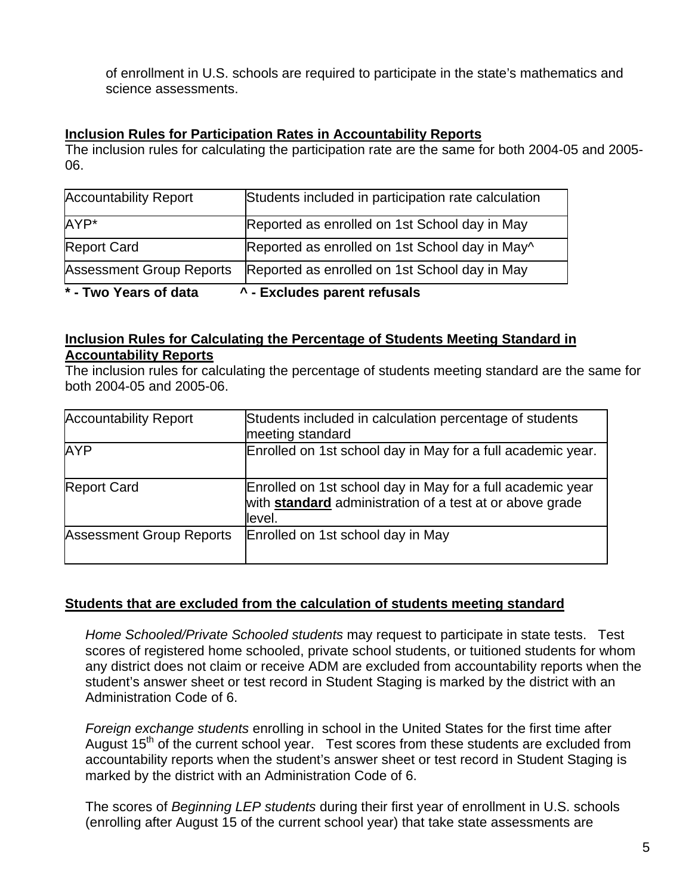of enrollment in U.S. schools are required to participate in the state's mathematics and science assessments.

**Inclusion Rules for Participation Rates in Accountability Reports**

The inclusion rules for calculating the participation rate are the same for both 2004-05 and 2005-06.

| Accountability Report | Students included in participation rate calculation |
|---|---|
| AYP* | Reported as enrolled on 1st School day in May |
| Report Card | Reported as enrolled on 1st School day in May^ |
| Assessment Group Reports | Reported as enrolled on 1st School day in May |

**\* - Two Years of data ^ - Excludes parent refusals**

**Inclusion Rules for Calculating the Percentage of Students Meeting Standard in Accountability Reports**

The inclusion rules for calculating the percentage of students meeting standard are the same for both 2004-05 and 2005-06.

| Accountability Report | Students included in calculation percentage of students meeting standard |
|---|---|
| AYP | Enrolled on 1st school day in May for a full academic year. |
| Report Card | Enrolled on 1st school day in May for a full academic year with **standard** administration of a test at or above grade level. |
| Assessment Group Reports | Enrolled on 1st school day in May |

**Students that are excluded from the calculation of students meeting standard**

*Home Schooled/Private Schooled students* may request to participate in state tests. Test scores of registered home schooled, private school students, or tuitioned students for whom any district does not claim or receive ADM are excluded from accountability reports when the student's answer sheet or test record in Student Staging is marked by the district with an Administration Code of 6.

*Foreign exchange students* enrolling in school in the United States for the first time after August 15th of the current school year. Test scores from these students are excluded from accountability reports when the student's answer sheet or test record in Student Staging is marked by the district with an Administration Code of 6.

The scores of *Beginning LEP students* during their first year of enrollment in U.S. schools (enrolling after August 15 of the current school year) that take state assessments are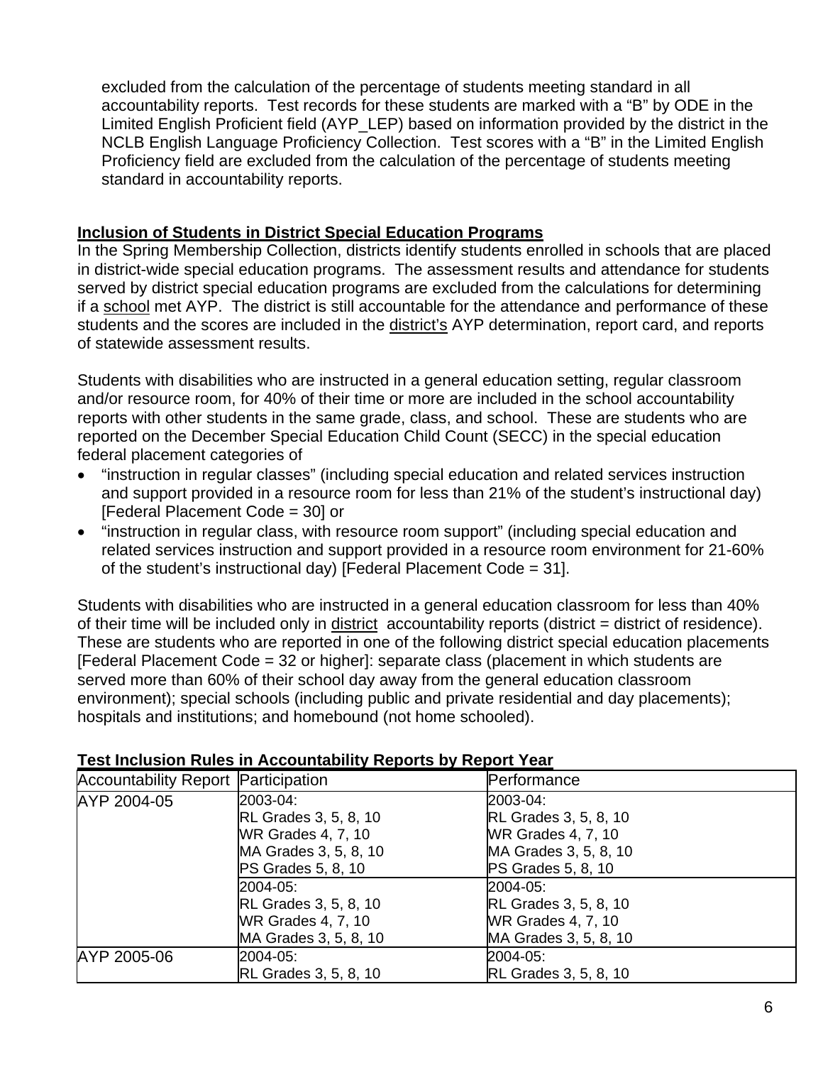excluded from the calculation of the percentage of students meeting standard in all accountability reports. Test records for these students are marked with a "B" by ODE in the Limited English Proficient field (AYP_LEP) based on information provided by the district in the NCLB English Language Proficiency Collection. Test scores with a "B" in the Limited English Proficiency field are excluded from the calculation of the percentage of students meeting standard in accountability reports.

**Inclusion of Students in District Special Education Programs**

In the Spring Membership Collection, districts identify students enrolled in schools that are placed in district-wide special education programs. The assessment results and attendance for students served by district special education programs are excluded from the calculations for determining if a school met AYP. The district is still accountable for the attendance and performance of these students and the scores are included in the district's AYP determination, report card, and reports of statewide assessment results.

Students with disabilities who are instructed in a general education setting, regular classroom and/or resource room, for 40% of their time or more are included in the school accountability reports with other students in the same grade, class, and school. These are students who are reported on the December Special Education Child Count (SECC) in the special education federal placement categories of

- "instruction in regular classes" (including special education and related services instruction and support provided in a resource room for less than 21% of the student's instructional day) [Federal Placement Code = 30] or
- "instruction in regular class, with resource room support" (including special education and related services instruction and support provided in a resource room environment for 21-60% of the student's instructional day) [Federal Placement Code = 31].

Students with disabilities who are instructed in a general education classroom for less than 40% of their time will be included only in district accountability reports (district = district of residence). These are students who are reported in one of the following district special education placements [Federal Placement Code = 32 or higher]: separate class (placement in which students are served more than 60% of their school day away from the general education classroom environment); special schools (including public and private residential and day placements); hospitals and institutions; and homebound (not home schooled).

**Test Inclusion Rules in Accountability Reports by Report Year**

| Accountability Report | Participation | Performance |
|---|---|---|
| AYP 2004-05 | 2003-04:<br>RL Grades 3, 5, 8, 10<br>WR Grades 4, 7, 10<br>MA Grades 3, 5, 8, 10<br>PS Grades 5, 8, 10 | 2003-04:<br>RL Grades 3, 5, 8, 10<br>WR Grades 4, 7, 10<br>MA Grades 3, 5, 8, 10<br>PS Grades 5, 8, 10 |
| | 2004-05:<br>RL Grades 3, 5, 8, 10<br>WR Grades 4, 7, 10<br>MA Grades 3, 5, 8, 10 | 2004-05:<br>RL Grades 3, 5, 8, 10<br>WR Grades 4, 7, 10<br>MA Grades 3, 5, 8, 10 |
| AYP 2005-06 | 2004-05:<br>RL Grades 3, 5, 8, 10 | 2004-05:<br>RL Grades 3, 5, 8, 10 |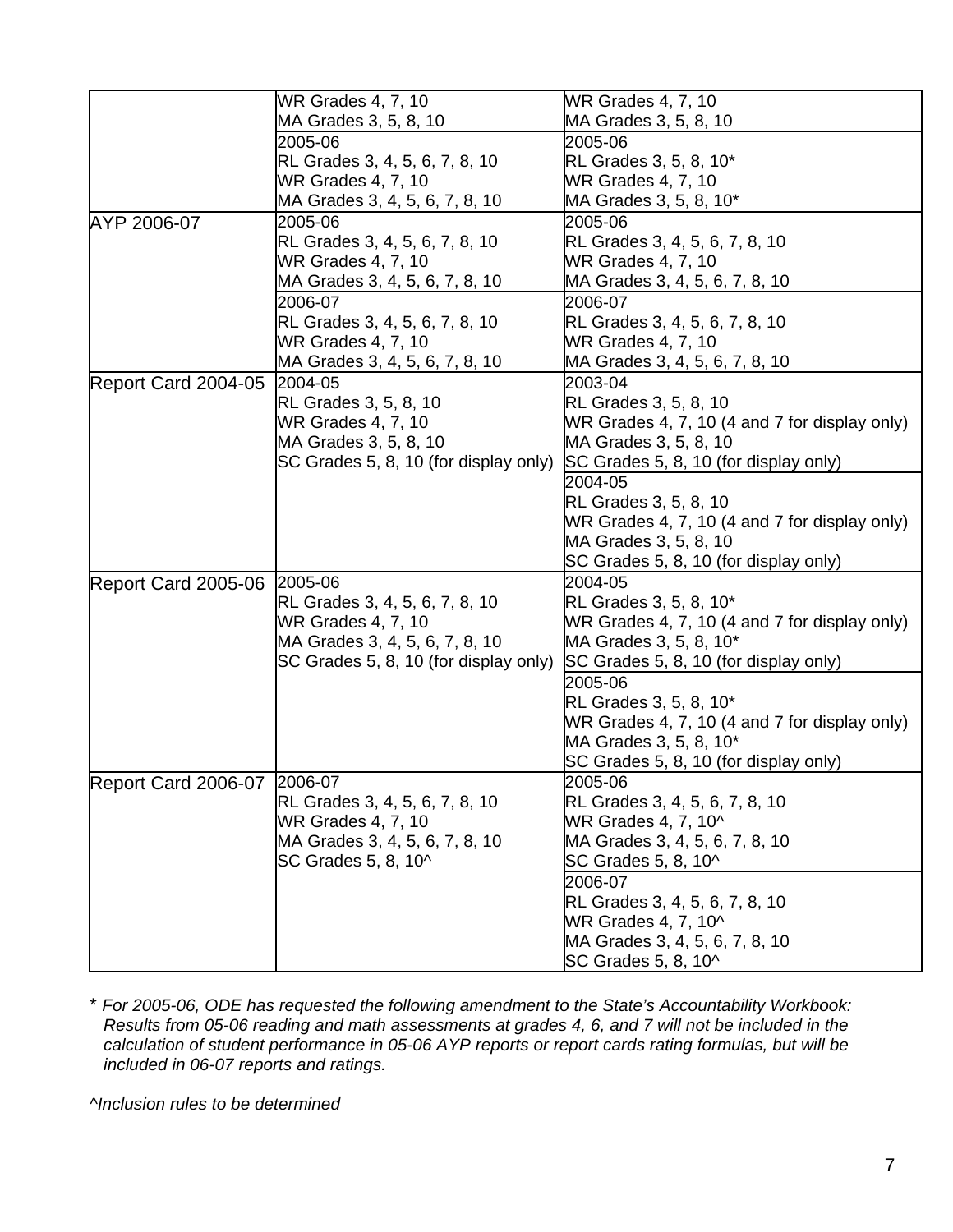| | | |
|---|---|---|
| | WR Grades 4, 7, 10<br>MA Grades 3, 5, 8, 10 | WR Grades 4, 7, 10<br>MA Grades 3, 5, 8, 10 |
| | 2005-06<br>RL Grades 3, 4, 5, 6, 7, 8, 10<br>WR Grades 4, 7, 10<br>MA Grades 3, 4, 5, 6, 7, 8, 10 | 2005-06<br>RL Grades 3, 5, 8, 10*<br>WR Grades 4, 7, 10<br>MA Grades 3, 5, 8, 10* |
| AYP 2006-07 | 2005-06<br>RL Grades 3, 4, 5, 6, 7, 8, 10<br>WR Grades 4, 7, 10<br>MA Grades 3, 4, 5, 6, 7, 8, 10 | 2005-06<br>RL Grades 3, 4, 5, 6, 7, 8, 10<br>WR Grades 4, 7, 10<br>MA Grades 3, 4, 5, 6, 7, 8, 10 |
| | 2006-07<br>RL Grades 3, 4, 5, 6, 7, 8, 10<br>WR Grades 4, 7, 10<br>MA Grades 3, 4, 5, 6, 7, 8, 10 | 2006-07<br>RL Grades 3, 4, 5, 6, 7, 8, 10<br>WR Grades 4, 7, 10<br>MA Grades 3, 4, 5, 6, 7, 8, 10 |
| Report Card 2004-05 | 2004-05<br>RL Grades 3, 5, 8, 10<br>WR Grades 4, 7, 10<br>MA Grades 3, 5, 8, 10<br>SC Grades 5, 8, 10 (for display only) | 2003-04<br>RL Grades 3, 5, 8, 10<br>WR Grades 4, 7, 10 (4 and 7 for display only)<br>MA Grades 3, 5, 8, 10<br>SC Grades 5, 8, 10 (for display only) |
| | | 2004-05<br>RL Grades 3, 5, 8, 10<br>WR Grades 4, 7, 10 (4 and 7 for display only)<br>MA Grades 3, 5, 8, 10<br>SC Grades 5, 8, 10 (for display only) |
| Report Card 2005-06 | 2005-06<br>RL Grades 3, 4, 5, 6, 7, 8, 10<br>WR Grades 4, 7, 10<br>MA Grades 3, 4, 5, 6, 7, 8, 10<br>SC Grades 5, 8, 10 (for display only) | 2004-05<br>RL Grades 3, 5, 8, 10*<br>WR Grades 4, 7, 10 (4 and 7 for display only)<br>MA Grades 3, 5, 8, 10*<br>SC Grades 5, 8, 10 (for display only) |
| | | 2005-06<br>RL Grades 3, 5, 8, 10*<br>WR Grades 4, 7, 10 (4 and 7 for display only)<br>MA Grades 3, 5, 8, 10*<br>SC Grades 5, 8, 10 (for display only) |
| Report Card 2006-07 | 2006-07<br>RL Grades 3, 4, 5, 6, 7, 8, 10<br>WR Grades 4, 7, 10<br>MA Grades 3, 4, 5, 6, 7, 8, 10<br>SC Grades 5, 8, 10^ | 2005-06<br>RL Grades 3, 4, 5, 6, 7, 8, 10<br>WR Grades 4, 7, 10^<br>MA Grades 3, 4, 5, 6, 7, 8, 10<br>SC Grades 5, 8, 10^ |
| | | 2006-07<br>RL Grades 3, 4, 5, 6, 7, 8, 10<br>WR Grades 4, 7, 10^<br>MA Grades 3, 4, 5, 6, 7, 8, 10<br>SC Grades 5, 8, 10^ |

\* *For 2005-06, ODE has requested the following amendment to the State's Accountability Workbook: Results from 05-06 reading and math assessments at grades 4, 6, and 7 will not be included in the calculation of student performance in 05-06 AYP reports or report cards rating formulas, but will be included in 06-07 reports and ratings.*

*^Inclusion rules to be determined*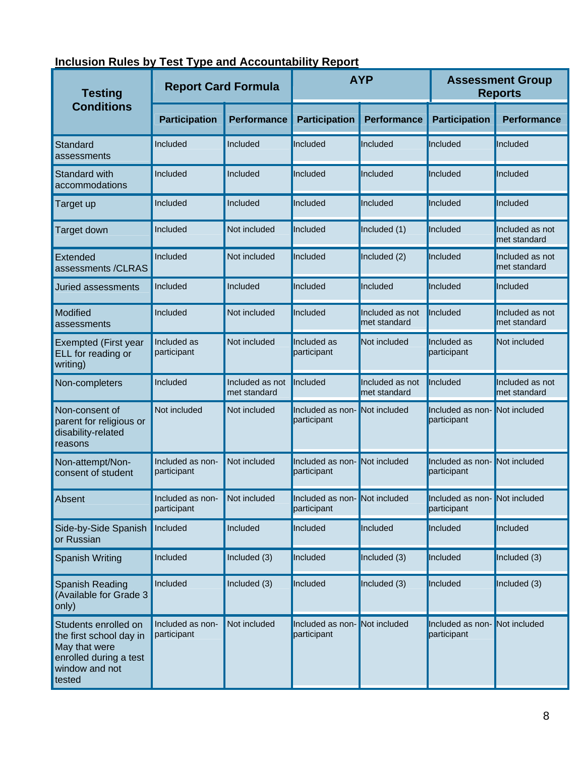**Inclusion Rules by Test Type and Accountability Report**

| Testing Conditions | Report Card Formula | | AYP | | Assessment Group Reports | |
|---|---|---|---|---|---|---|
| | Participation | Performance | Participation | Performance | Participation | Performance |
| Standard assessments | Included | Included | Included | Included | Included | Included |
| Standard with accommodations | Included | Included | Included | Included | Included | Included |
| Target up | Included | Included | Included | Included | Included | Included |
| Target down | Included | Not included | Included | Included (1) | Included | Included as not met standard |
| Extended assessments /CLRAS | Included | Not included | Included | Included (2) | Included | Included as not met standard |
| Juried assessments | Included | Included | Included | Included | Included | Included |
| Modified assessments | Included | Not included | Included | Included as not met standard | Included | Included as not met standard |
| Exempted (First year ELL for reading or writing) | Included as participant | Not included | Included as participant | Not included | Included as participant | Not included |
| Non-completers | Included | Included as not met standard | Included | Included as not met standard | Included | Included as not met standard |
| Non-consent of parent for religious or disability-related reasons | Not included | Not included | Included as non-participant | Not included | Included as non-participant | Not included |
| Non-attempt/Non-consent of student | Included as non-participant | Not included | Included as non-participant | Not included | Included as non-participant | Not included |
| Absent | Included as non-participant | Not included | Included as non-participant | Not included | Included as non-participant | Not included |
| Side-by-Side Spanish or Russian | Included | Included | Included | Included | Included | Included |
| Spanish Writing | Included | Included (3) | Included | Included (3) | Included | Included (3) |
| Spanish Reading (Available for Grade 3 only) | Included | Included (3) | Included | Included (3) | Included | Included (3) |
| Students enrolled on the first school day in May that were enrolled during a test window and not tested | Included as non-participant | Not included | Included as non-participant | Not included | Included as non-participant | Not included |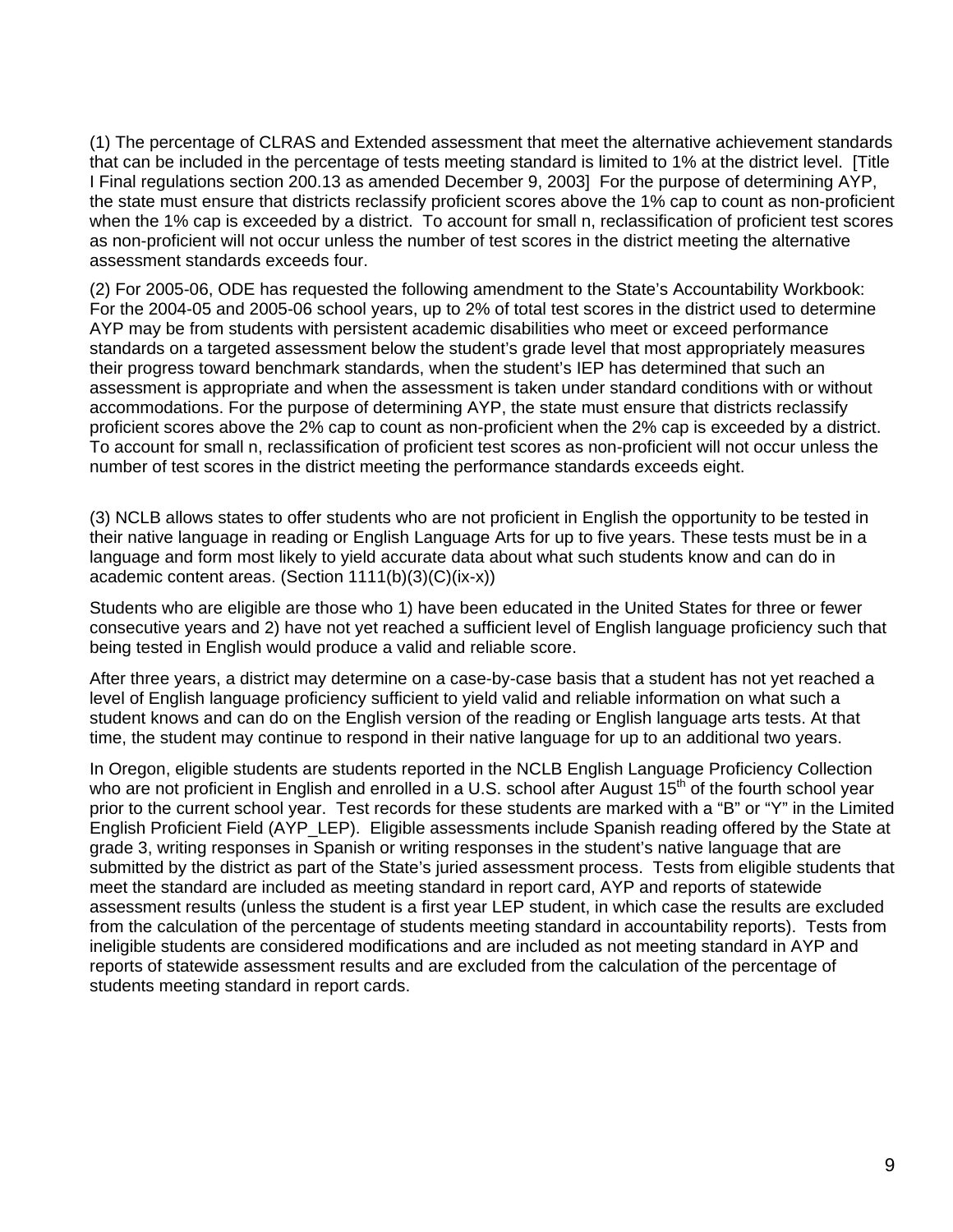(1) The percentage of CLRAS and Extended assessment that meet the alternative achievement standards that can be included in the percentage of tests meeting standard is limited to 1% at the district level. [Title I Final regulations section 200.13 as amended December 9, 2003] For the purpose of determining AYP, the state must ensure that districts reclassify proficient scores above the 1% cap to count as non-proficient when the 1% cap is exceeded by a district. To account for small n, reclassification of proficient test scores as non-proficient will not occur unless the number of test scores in the district meeting the alternative assessment standards exceeds four.

(2) For 2005-06, ODE has requested the following amendment to the State's Accountability Workbook: For the 2004-05 and 2005-06 school years, up to 2% of total test scores in the district used to determine AYP may be from students with persistent academic disabilities who meet or exceed performance standards on a targeted assessment below the student's grade level that most appropriately measures their progress toward benchmark standards, when the student's IEP has determined that such an assessment is appropriate and when the assessment is taken under standard conditions with or without accommodations. For the purpose of determining AYP, the state must ensure that districts reclassify proficient scores above the 2% cap to count as non-proficient when the 2% cap is exceeded by a district. To account for small n, reclassification of proficient test scores as non-proficient will not occur unless the number of test scores in the district meeting the performance standards exceeds eight.

(3) NCLB allows states to offer students who are not proficient in English the opportunity to be tested in their native language in reading or English Language Arts for up to five years. These tests must be in a language and form most likely to yield accurate data about what such students know and can do in academic content areas. (Section 1111(b)(3)(C)(ix-x))

Students who are eligible are those who 1) have been educated in the United States for three or fewer consecutive years and 2) have not yet reached a sufficient level of English language proficiency such that being tested in English would produce a valid and reliable score.

After three years, a district may determine on a case-by-case basis that a student has not yet reached a level of English language proficiency sufficient to yield valid and reliable information on what such a student knows and can do on the English version of the reading or English language arts tests. At that time, the student may continue to respond in their native language for up to an additional two years.

In Oregon, eligible students are students reported in the NCLB English Language Proficiency Collection who are not proficient in English and enrolled in a U.S. school after August 15th of the fourth school year prior to the current school year. Test records for these students are marked with a "B" or "Y" in the Limited English Proficient Field (AYP_LEP). Eligible assessments include Spanish reading offered by the State at grade 3, writing responses in Spanish or writing responses in the student's native language that are submitted by the district as part of the State's juried assessment process. Tests from eligible students that meet the standard are included as meeting standard in report card, AYP and reports of statewide assessment results (unless the student is a first year LEP student, in which case the results are excluded from the calculation of the percentage of students meeting standard in accountability reports). Tests from ineligible students are considered modifications and are included as not meeting standard in AYP and reports of statewide assessment results and are excluded from the calculation of the percentage of students meeting standard in report cards.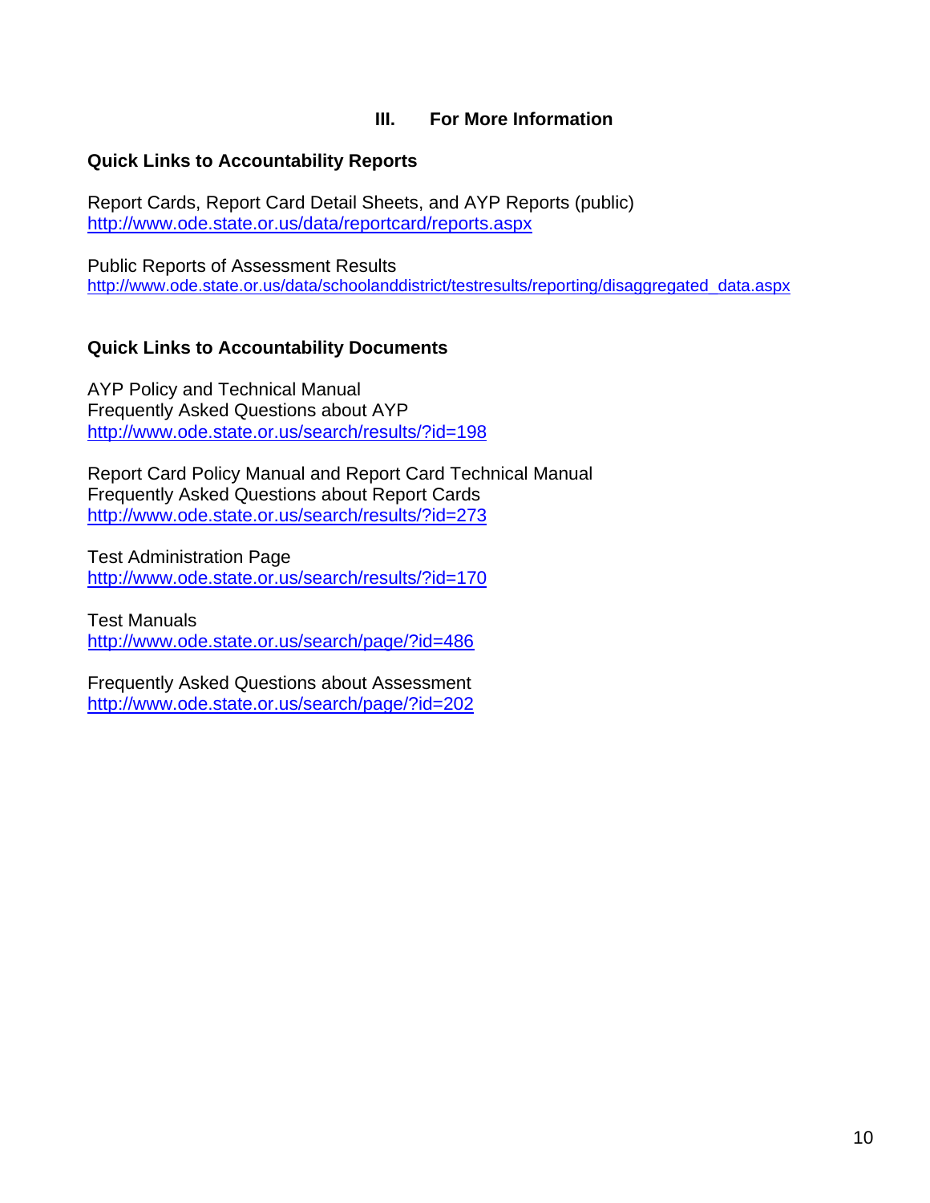## III. For More Information

### Quick Links to Accountability Reports

Report Cards, Report Card Detail Sheets, and AYP Reports (public)
http://www.ode.state.or.us/data/reportcard/reports.aspx

Public Reports of Assessment Results
http://www.ode.state.or.us/data/schoolanddistrict/testresults/reporting/disaggregated_data.aspx

### Quick Links to Accountability Documents

AYP Policy and Technical Manual
Frequently Asked Questions about AYP
http://www.ode.state.or.us/search/results/?id=198

Report Card Policy Manual and Report Card Technical Manual
Frequently Asked Questions about Report Cards
http://www.ode.state.or.us/search/results/?id=273

Test Administration Page
http://www.ode.state.or.us/search/results/?id=170

Test Manuals
http://www.ode.state.or.us/search/page/?id=486

Frequently Asked Questions about Assessment
http://www.ode.state.or.us/search/page/?id=202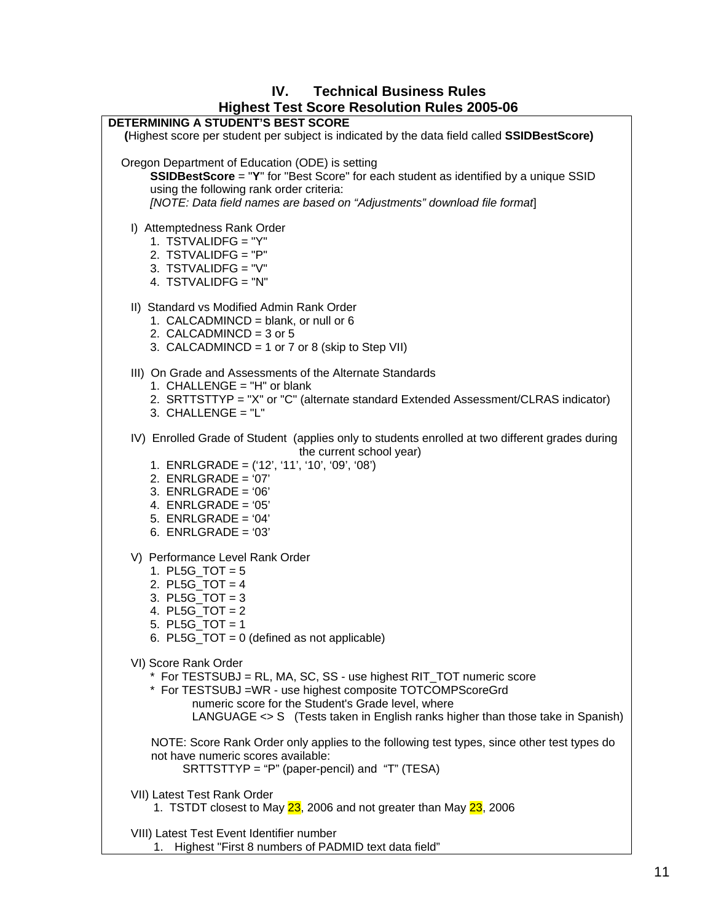# IV. Technical Business Rules

## Highest Test Score Resolution Rules 2005-06

**DETERMINING A STUDENT'S BEST SCORE**

**(**Highest score per student per subject is indicated by the data field called **SSIDBestScore)**

Oregon Department of Education (ODE) is setting
**SSIDBestScore** = "**Y**" for "Best Score" for each student as identified by a unique SSID using the following rank order criteria:
*[NOTE: Data field names are based on "Adjustments" download file format*]

I) Attemptedness Rank Order

1. TSTVALIDFG = "Y"
2. TSTVALIDFG = "P"
3. TSTVALIDFG = "V"
4. TSTVALIDFG = "N"

II) Standard vs Modified Admin Rank Order

1. CALCADMINCD = blank, or null or 6
2. CALCADMINCD = 3 or 5
3. CALCADMINCD = 1 or 7 or 8 (skip to Step VII)

III) On Grade and Assessments of the Alternate Standards

1. CHALLENGE = "H" or blank
2. SRTTSTTYP = "X" or "C" (alternate standard Extended Assessment/CLRAS indicator)
3. CHALLENGE = "L"

IV) Enrolled Grade of Student (applies only to students enrolled at two different grades during the current school year)

1. ENRLGRADE = ('12', '11', '10', '09', '08')
2. ENRLGRADE = '07'
3. ENRLGRADE = '06'
4. ENRLGRADE = '05'
5. ENRLGRADE = '04'
6. ENRLGRADE = '03'

V) Performance Level Rank Order

1. PL5G_TOT = 5
2. PL5G_TOT = 4
3. PL5G_TOT = 3
4. PL5G_TOT = 2
5. PL5G_TOT = 1
6. PL5G_TOT = 0 (defined as not applicable)

VI) Score Rank Order

* For TESTSUBJ = RL, MA, SC, SS - use highest RIT_TOT numeric score
* For TESTSUBJ =WR - use highest composite TOTCOMPScoreGrd numeric score for the Student's Grade level, where LANGUAGE <> S (Tests taken in English ranks higher than those take in Spanish)

NOTE: Score Rank Order only applies to the following test types, since other test types do not have numeric scores available:
SRTTSTTYP = "P" (paper-pencil) and "T" (TESA)

VII) Latest Test Rank Order

1. TSTDT closest to May 23, 2006 and not greater than May 23, 2006

VIII) Latest Test Event Identifier number

1. Highest "First 8 numbers of PADMID text data field"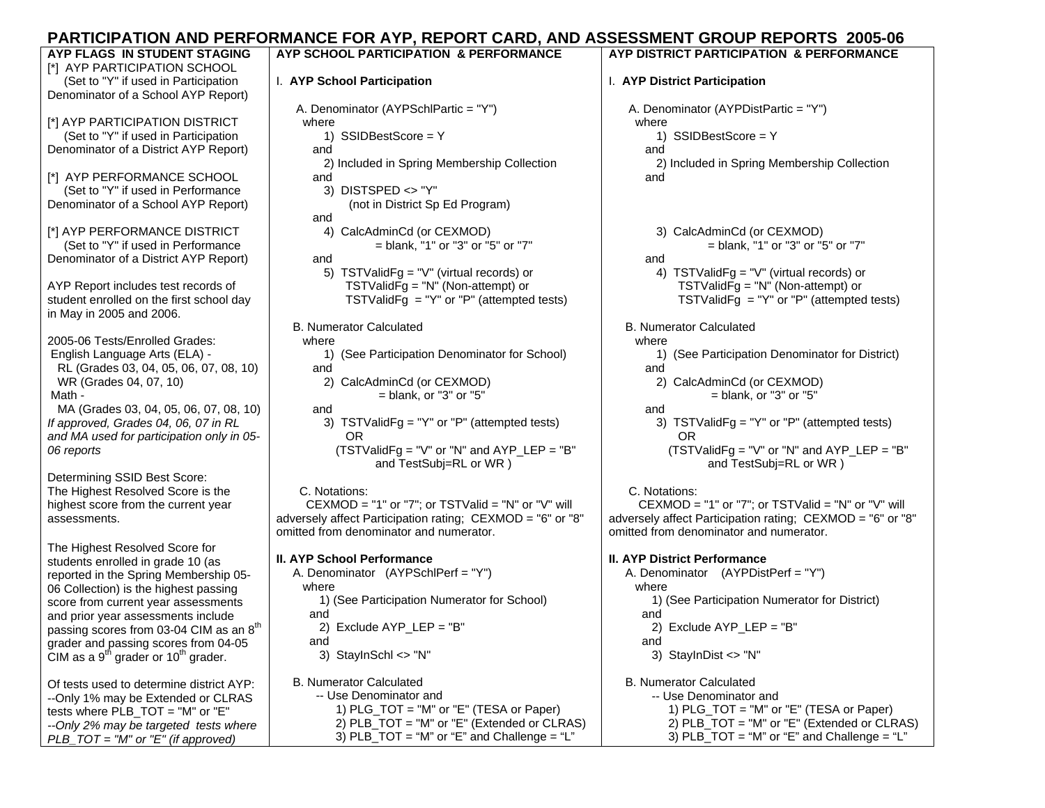# PARTICIPATION AND PERFORMANCE FOR AYP, REPORT CARD, AND ASSESSMENT GROUP REPORTS 2005-06

## AYP FLAGS IN STUDENT STAGING

[*] AYP PARTICIPATION SCHOOL
(Set to "Y" if used in Participation Denominator of a School AYP Report)

[*] AYP PARTICIPATION DISTRICT
(Set to "Y" if used in Participation Denominator of a District AYP Report)

[*] AYP PERFORMANCE SCHOOL
(Set to "Y" if used in Performance Denominator of a School AYP Report)

[*] AYP PERFORMANCE DISTRICT
(Set to "Y" if used in Performance Denominator of a District AYP Report)

AYP Report includes test records of student enrolled on the first school day in May in 2005 and 2006.

2005-06 Tests/Enrolled Grades:
English Language Arts (ELA) -
RL (Grades 03, 04, 05, 06, 07, 08, 10)
WR (Grades 04, 07, 10)
Math -
MA (Grades 03, 04, 05, 06, 07, 08, 10)
*If approved, Grades 04, 06, 07 in RL and MA used for participation only in 05-06 reports*

Determining SSID Best Score:
The Highest Resolved Score is the highest score from the current year assessments.

The Highest Resolved Score for students enrolled in grade 10 (as reported in the Spring Membership 05-06 Collection) is the highest passing score from current year assessments and prior year assessments include passing scores from 03-04 CIM as an 8th grader and passing scores from 04-05 CIM as a 9th grader or 10th grader.

Of tests used to determine district AYP:
--Only 1% may be Extended or CLRAS tests where PLB_TOT = "M" or "E"
*--Only 2% may be targeted tests where PLB_TOT = "M" or "E" (if approved)*

## AYP SCHOOL PARTICIPATION & PERFORMANCE

### I. AYP School Participation

A. Denominator (AYPSchlPartic = "Y")
where
1) SSIDBestScore = Y
and
2) Included in Spring Membership Collection
and
3) DISTSPED <> "Y"
(not in District Sp Ed Program)
and
4) CalcAdminCd (or CEXMOD)
= blank, "1" or "3" or "5" or "7"
and
5) TSTValidFg = "V" (virtual records) or
TSTValidFg = "N" (Non-attempt) or
TSTValidFg = "Y" or "P" (attempted tests)

B. Numerator Calculated
where
1) (See Participation Denominator for School)
and
2) CalcAdminCd (or CEXMOD)
= blank, or "3" or "5"
and
3) TSTValidFg = "Y" or "P" (attempted tests)
OR
(TSTValidFg = "V" or "N" and AYP_LEP = "B"
and TestSubj=RL or WR )

C. Notations:
CEXMOD = "1" or "7"; or TSTValid = "N" or "V" will adversely affect Participation rating; CEXMOD = "6" or "8" omitted from denominator and numerator.

### II. AYP School Performance

A. Denominator (AYPSchlPerf = "Y")
where
1) (See Participation Numerator for School)
and
2) Exclude AYP_LEP = "B"
and
3) StayInSchl <> "N"

B. Numerator Calculated
-- Use Denominator and
1) PLG_TOT = "M" or "E" (TESA or Paper)
2) PLB_TOT = "M" or "E" (Extended or CLRAS)
3) PLB_TOT = "M" or "E" and Challenge = "L"

## AYP DISTRICT PARTICIPATION & PERFORMANCE

### I. AYP District Participation

A. Denominator (AYPDistPartic = "Y")
where
1) SSIDBestScore = Y
and
2) Included in Spring Membership Collection
and
3) CalcAdminCd (or CEXMOD)
= blank, "1" or "3" or "5" or "7"
and
4) TSTValidFg = "V" (virtual records) or
TSTValidFg = "N" (Non-attempt) or
TSTValidFg = "Y" or "P" (attempted tests)

B. Numerator Calculated
where
1) (See Participation Denominator for District)
and
2) CalcAdminCd (or CEXMOD)
= blank, or "3" or "5"
and
3) TSTValidFg = "Y" or "P" (attempted tests)
OR
(TSTValidFg = "V" or "N" and AYP_LEP = "B"
and TestSubj=RL or WR )

C. Notations:
CEXMOD = "1" or "7"; or TSTValid = "N" or "V" will adversely affect Participation rating; CEXMOD = "6" or "8" omitted from denominator and numerator.

### II. AYP District Performance

A. Denominator (AYPDistPerf = "Y")
where
1) (See Participation Numerator for District)
and
2) Exclude AYP_LEP = "B"
and
3) StayInDist <> "N"

B. Numerator Calculated
-- Use Denominator and
1) PLG_TOT = "M" or "E" (TESA or Paper)
2) PLB_TOT = "M" or "E" (Extended or CLRAS)
3) PLB_TOT = "M" or "E" and Challenge = "L"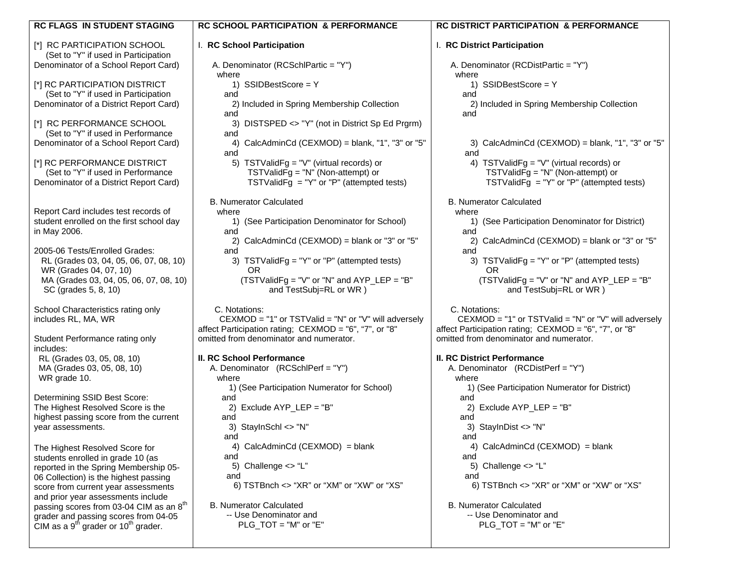## RC FLAGS IN STUDENT STAGING

[*] RC PARTICIPATION SCHOOL (Set to "Y" if used in Participation Denominator of a School Report Card)

[*] RC PARTICIPATION DISTRICT (Set to "Y" if used in Participation Denominator of a District Report Card)

[*] RC PERFORMANCE SCHOOL (Set to "Y" if used in Performance Denominator of a School Report Card)

[*] RC PERFORMANCE DISTRICT (Set to "Y" if used in Performance Denominator of a District Report Card)

Report Card includes test records of student enrolled on the first school day in May 2006.

2005-06 Tests/Enrolled Grades:
- RL (Grades 03, 04, 05, 06, 07, 08, 10)
- WR (Grades 04, 07, 10)
- MA (Grades 03, 04, 05, 06, 07, 08, 10)
- SC (grades 5, 8, 10)

School Characteristics rating only includes RL, MA, WR

Student Performance rating only includes:
- RL (Grades 03, 05, 08, 10)
- MA (Grades 03, 05, 08, 10)
- WR grade 10.

Determining SSID Best Score:
The Highest Resolved Score is the highest passing score from the current year assessments.

The Highest Resolved Score for students enrolled in grade 10 (as reported in the Spring Membership 05-06 Collection) is the highest passing score from current year assessments and prior year assessments include passing scores from 03-04 CIM as an 8th grader and passing scores from 04-05 CIM as a 9th grader or 10th grader.

## RC SCHOOL PARTICIPATION & PERFORMANCE

### I. RC School Participation

A. Denominator (RCSchlPartic = "Y")
where
1) SSIDBestScore = Y
and
2) Included in Spring Membership Collection
and
3) DISTSPED <> "Y" (not in District Sp Ed Prgrm)
and
4) CalcAdminCd (CEXMOD) = blank, "1", "3" or "5"
and
5) TSTValidFg = "V" (virtual records) or
TSTValidFg = "N" (Non-attempt) or
TSTValidFg = "Y" or "P" (attempted tests)

B. Numerator Calculated
where
1) (See Participation Denominator for School)
and
2) CalcAdminCd (CEXMOD) = blank or "3" or "5"
and
3) TSTValidFg = "Y" or "P" (attempted tests)
OR
(TSTValidFg = "V" or "N" and AYP_LEP = "B" and TestSubj=RL or WR )

C. Notations:
CEXMOD = "1" or TSTValid = "N" or "V" will adversely affect Participation rating; CEXMOD = "6", "7", or "8" omitted from denominator and numerator.

### II. RC School Performance

A. Denominator (RCSchlPerf = "Y")
where
1) (See Participation Numerator for School)
and
2) Exclude AYP_LEP = "B"
and
3) StayInSchl <> "N"
and
4) CalcAdminCd (CEXMOD) = blank
and
5) Challenge <> "L"
and
6) TSTBnch <> "XR" or "XM" or "XW" or "XS"

B. Numerator Calculated
-- Use Denominator and
PLG_TOT = "M" or "E"

## RC DISTRICT PARTICIPATION & PERFORMANCE

### I. RC District Participation

A. Denominator (RCDistPartic = "Y")
where
1) SSIDBestScore = Y
and
2) Included in Spring Membership Collection
and
3) CalcAdminCd (CEXMOD) = blank, "1", "3" or "5"
and
4) TSTValidFg = "V" (virtual records) or
TSTValidFg = "N" (Non-attempt) or
TSTValidFg = "Y" or "P" (attempted tests)

B. Numerator Calculated
where
1) (See Participation Denominator for District)
and
2) CalcAdminCd (CEXMOD) = blank or "3" or "5"
and
3) TSTValidFg = "Y" or "P" (attempted tests)
OR
(TSTValidFg = "V" or "N" and AYP_LEP = "B" and TestSubj=RL or WR )

C. Notations:
CEXMOD = "1" or TSTValid = "N" or "V" will adversely affect Participation rating; CEXMOD = "6", "7", or "8" omitted from denominator and numerator.

### II. RC District Performance

A. Denominator (RCDistPerf = "Y")
where
1) (See Participation Numerator for District)
and
2) Exclude AYP_LEP = "B"
and
3) StayInDist <> "N"
and
4) CalcAdminCd (CEXMOD) = blank
and
5) Challenge <> "L"
and
6) TSTBnch <> "XR" or "XM" or "XW" or "XS"

B. Numerator Calculated
-- Use Denominator and
PLG_TOT = "M" or "E"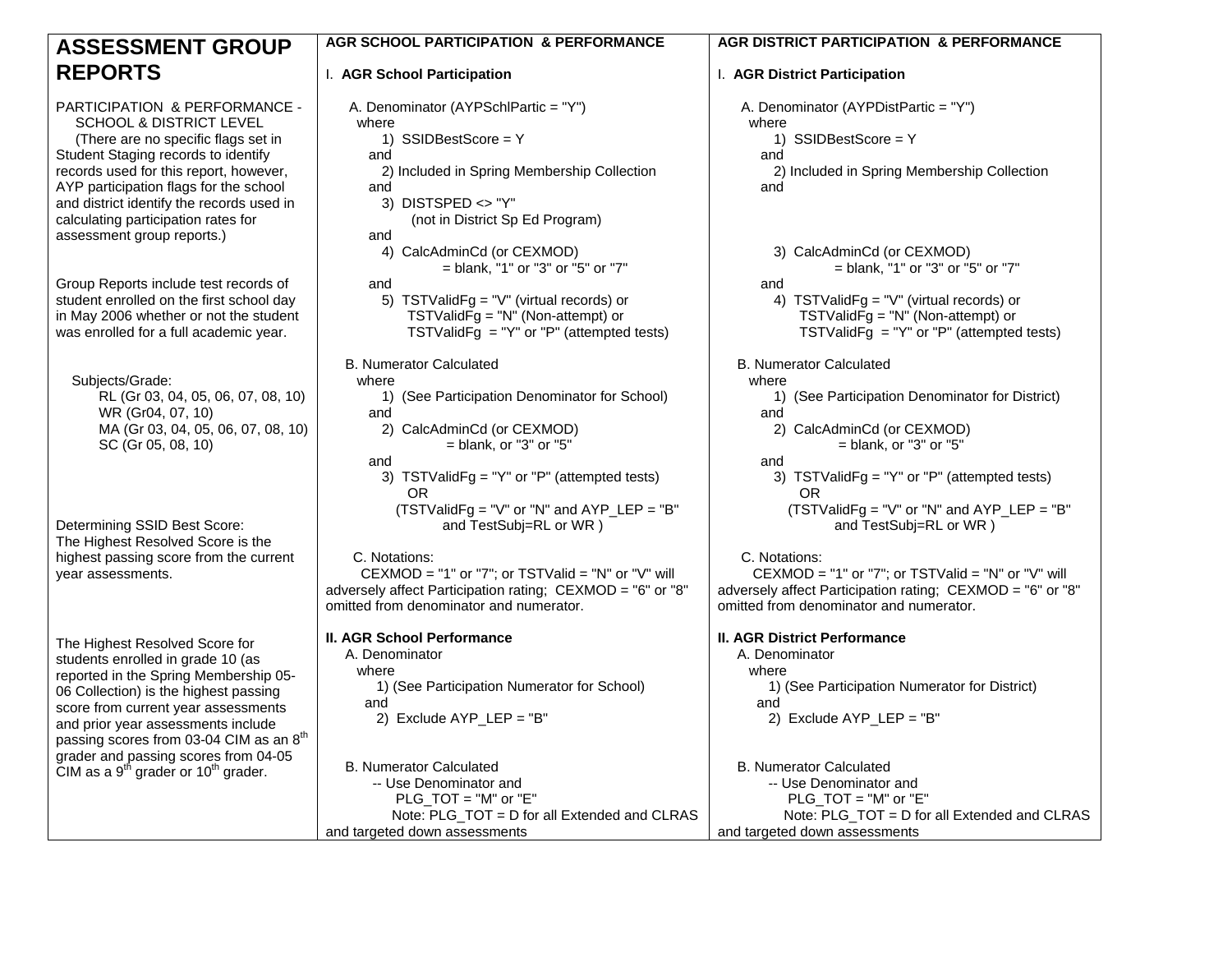# ASSESSMENT GROUP REPORTS

PARTICIPATION & PERFORMANCE - SCHOOL & DISTRICT LEVEL
(There are no specific flags set in Student Staging records to identify records used for this report, however, AYP participation flags for the school and district identify the records used in calculating participation rates for assessment group reports.)

Group Reports include test records of student enrolled on the first school day in May 2006 whether or not the student was enrolled for a full academic year.

Subjects/Grade:
- RL (Gr 03, 04, 05, 06, 07, 08, 10)
- WR (Gr04, 07, 10)
- MA (Gr 03, 04, 05, 06, 07, 08, 10)
- SC (Gr 05, 08, 10)

Determining SSID Best Score:
The Highest Resolved Score is the highest passing score from the current year assessments.

The Highest Resolved Score for students enrolled in grade 10 (as reported in the Spring Membership 05-06 Collection) is the highest passing score from current year assessments and prior year assessments include passing scores from 03-04 CIM as an 8th grader and passing scores from 04-05 CIM as a 9th grader or 10th grader.

## AGR SCHOOL PARTICIPATION & PERFORMANCE

### I. AGR School Participation

A. Denominator (AYPSchlPartic = "Y")
where
1) SSIDBestScore = Y
and
2) Included in Spring Membership Collection
and
3) DISTSPED <> "Y"
(not in District Sp Ed Program)
and
4) CalcAdminCd (or CEXMOD)
= blank, "1" or "3" or "5" or "7"
and
5) TSTValidFg = "V" (virtual records) or
TSTValidFg = "N" (Non-attempt) or
TSTValidFg = "Y" or "P" (attempted tests)

B. Numerator Calculated
where
1) (See Participation Denominator for School)
and
2) CalcAdminCd (or CEXMOD)
= blank, or "3" or "5"
and
3) TSTValidFg = "Y" or "P" (attempted tests)
OR
(TSTValidFg = "V" or "N" and AYP_LEP = "B"
and TestSubj=RL or WR )

C. Notations:
CEXMOD = "1" or "7"; or TSTValid = "N" or "V" will adversely affect Participation rating; CEXMOD = "6" or "8" omitted from denominator and numerator.

### II. AGR School Performance

A. Denominator
where
1) (See Participation Numerator for School)
and
2) Exclude AYP_LEP = "B"

B. Numerator Calculated
-- Use Denominator and
PLG_TOT = "M" or "E"
Note: PLG_TOT = D for all Extended and CLRAS and targeted down assessments

## AGR DISTRICT PARTICIPATION & PERFORMANCE

### I. AGR District Participation

A. Denominator (AYPDistPartic = "Y")
where
1) SSIDBestScore = Y
and
2) Included in Spring Membership Collection
and
3) CalcAdminCd (or CEXMOD)
= blank, "1" or "3" or "5" or "7"
and
4) TSTValidFg = "V" (virtual records) or
TSTValidFg = "N" (Non-attempt) or
TSTValidFg = "Y" or "P" (attempted tests)

B. Numerator Calculated
where
1) (See Participation Denominator for District)
and
2) CalcAdminCd (or CEXMOD)
= blank, or "3" or "5"
and
3) TSTValidFg = "Y" or "P" (attempted tests)
OR
(TSTValidFg = "V" or "N" and AYP_LEP = "B"
and TestSubj=RL or WR )

C. Notations:
CEXMOD = "1" or "7"; or TSTValid = "N" or "V" will adversely affect Participation rating; CEXMOD = "6" or "8" omitted from denominator and numerator.

### II. AGR District Performance

A. Denominator
where
1) (See Participation Numerator for District)
and
2) Exclude AYP_LEP = "B"

B. Numerator Calculated
-- Use Denominator and
PLG_TOT = "M" or "E"
Note: PLG_TOT = D for all Extended and CLRAS and targeted down assessments